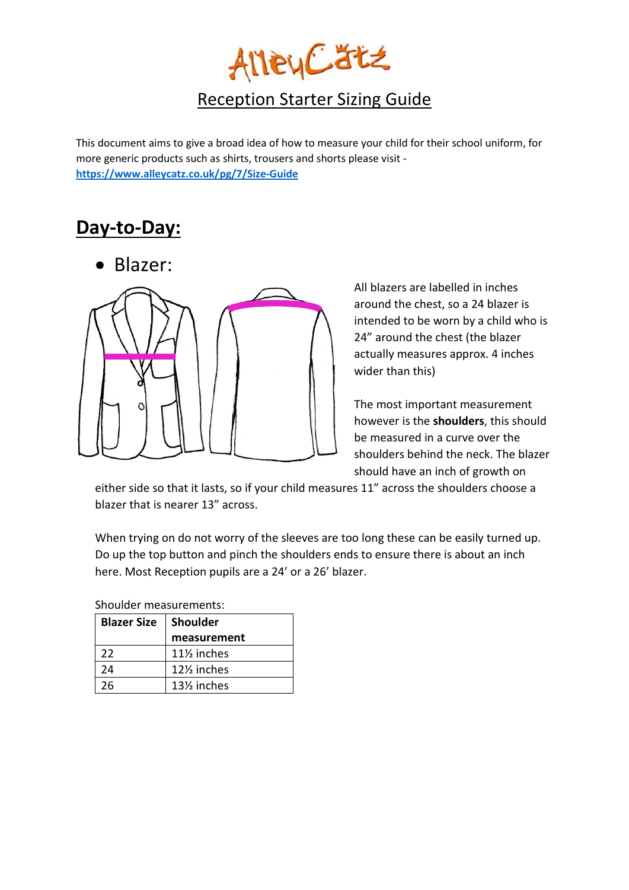# AlleyCatz

## Reception Starter Sizing Guide

This document aims to give a broad idea of how to measure your child for their school uniform, for more generic products such as shirts, trousers and shorts please visit - **https://www.alleycatz.co.uk/pg/7/Size-Guide**

## Day-to-Day:

- Blazer:

All blazers are labelled in inches around the chest, so a 24 blazer is intended to be worn by a child who is 24" around the chest (the blazer actually measures approx. 4 inches wider than this)

The most important measurement however is the **shoulders**, this should be measured in a curve over the shoulders behind the neck. The blazer should have an inch of growth on either side so that it lasts, so if your child measures 11" across the shoulders choose a blazer that is nearer 13" across.

When trying on do not worry of the sleeves are too long these can be easily turned up. Do up the top button and pinch the shoulders ends to ensure there is about an inch here. Most Reception pupils are a 24' or a 26' blazer.

Shoulder measurements:

| Blazer Size | Shoulder measurement |
|---|---|
| 22 | 11½ inches |
| 24 | 12½ inches |
| 26 | 13½ inches |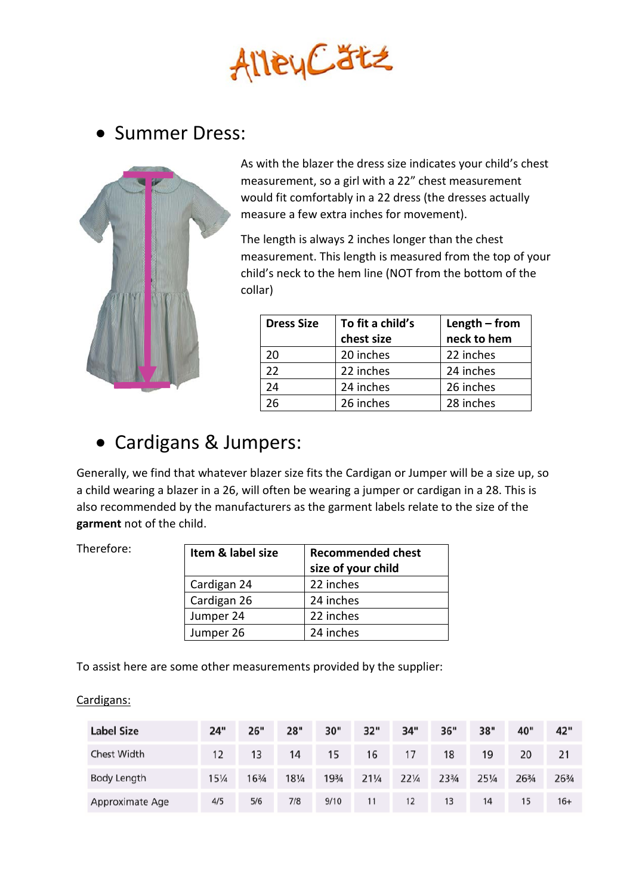AlleyCatz

- Summer Dress:

As with the blazer the dress size indicates your child's chest measurement, so a girl with a 22" chest measurement would fit comfortably in a 22 dress (the dresses actually measure a few extra inches for movement).

The length is always 2 inches longer than the chest measurement. This length is measured from the top of your child's neck to the hem line (NOT from the bottom of the collar)

| Dress Size | To fit a child's chest size | Length – from neck to hem |
|---|---|---|
| 20 | 20 inches | 22 inches |
| 22 | 22 inches | 24 inches |
| 24 | 24 inches | 26 inches |
| 26 | 26 inches | 28 inches |

- Cardigans & Jumpers:

Generally, we find that whatever blazer size fits the Cardigan or Jumper will be a size up, so a child wearing a blazer in a 26, will often be wearing a jumper or cardigan in a 28. This is also recommended by the manufacturers as the garment labels relate to the size of the **garment** not of the child.

Therefore:

| Item & label size | Recommended chest size of your child |
|---|---|
| Cardigan 24 | 22 inches |
| Cardigan 26 | 24 inches |
| Jumper 24 | 22 inches |
| Jumper 26 | 24 inches |

To assist here are some other measurements provided by the supplier:

Cardigans:

| Label Size | 24" | 26" | 28" | 30" | 32" | 34" | 36" | 38" | 40" | 42" |
|---|---|---|---|---|---|---|---|---|---|---|
| Chest Width | 12 | 13 | 14 | 15 | 16 | 17 | 18 | 19 | 20 | 21 |
| Body Length | 15¼ | 16¾ | 18¼ | 19¾ | 21¼ | 22¼ | 23¾ | 25¼ | 26¾ | 26¾ |
| Approximate Age | 4/5 | 5/6 | 7/8 | 9/10 | 11 | 12 | 13 | 14 | 15 | 16+ |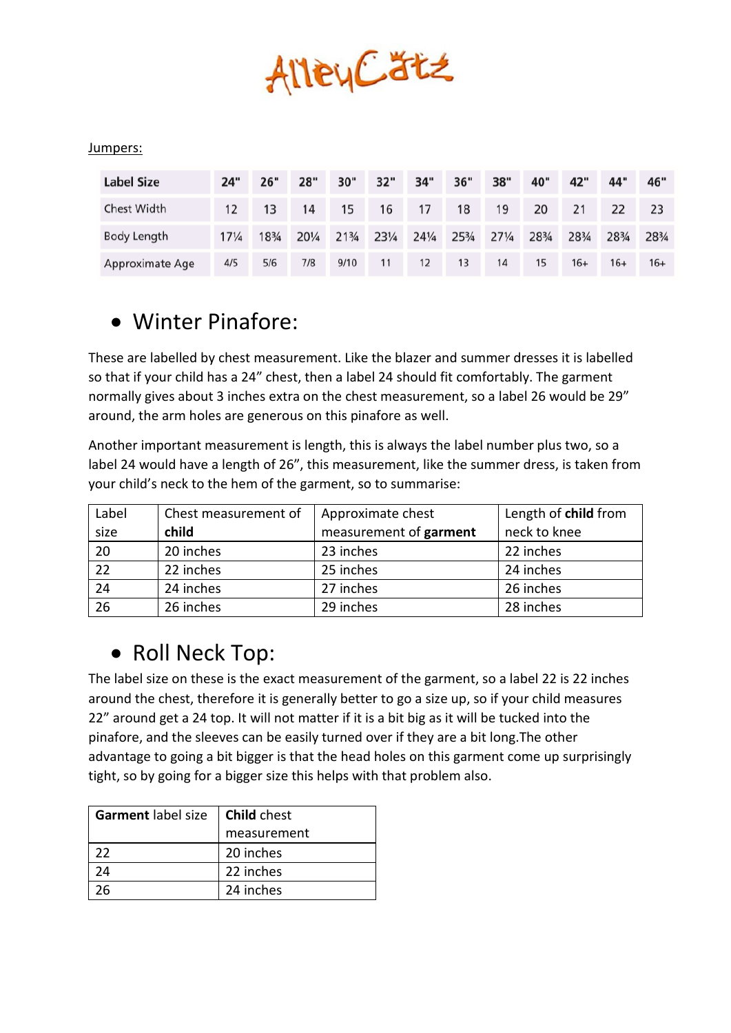AlleyCatz

Jumpers:

| Label Size | 24" | 26" | 28" | 30" | 32" | 34" | 36" | 38" | 40" | 42" | 44" | 46" |
|---|---|---|---|---|---|---|---|---|---|---|---|---|
| Chest Width | 12 | 13 | 14 | 15 | 16 | 17 | 18 | 19 | 20 | 21 | 22 | 23 |
| Body Length | 17¼ | 18¾ | 20¼ | 21¾ | 23¼ | 24¼ | 25¾ | 27¼ | 28¾ | 28¾ | 28¾ | 28¾ |
| Approximate Age | 4/5 | 5/6 | 7/8 | 9/10 | 11 | 12 | 13 | 14 | 15 | 16+ | 16+ | 16+ |

## Winter Pinafore:

These are labelled by chest measurement. Like the blazer and summer dresses it is labelled so that if your child has a 24" chest, then a label 24 should fit comfortably. The garment normally gives about 3 inches extra on the chest measurement, so a label 26 would be 29" around, the arm holes are generous on this pinafore as well.

Another important measurement is length, this is always the label number plus two, so a label 24 would have a length of 26", this measurement, like the summer dress, is taken from your child's neck to the hem of the garment, so to summarise:

| Label size | Chest measurement of **child** | Approximate chest measurement of **garment** | Length of **child** from neck to knee |
|---|---|---|---|
| 20 | 20 inches | 23 inches | 22 inches |
| 22 | 22 inches | 25 inches | 24 inches |
| 24 | 24 inches | 27 inches | 26 inches |
| 26 | 26 inches | 29 inches | 28 inches |

## Roll Neck Top:

The label size on these is the exact measurement of the garment, so a label 22 is 22 inches around the chest, therefore it is generally better to go a size up, so if your child measures 22" around get a 24 top. It will not matter if it is a bit big as it will be tucked into the pinafore, and the sleeves can be easily turned over if they are a bit long.The other advantage to going a bit bigger is that the head holes on this garment come up surprisingly tight, so by going for a bigger size this helps with that problem also.

| **Garment** label size | **Child** chest measurement |
|---|---|
| 22 | 20 inches |
| 24 | 22 inches |
| 26 | 24 inches |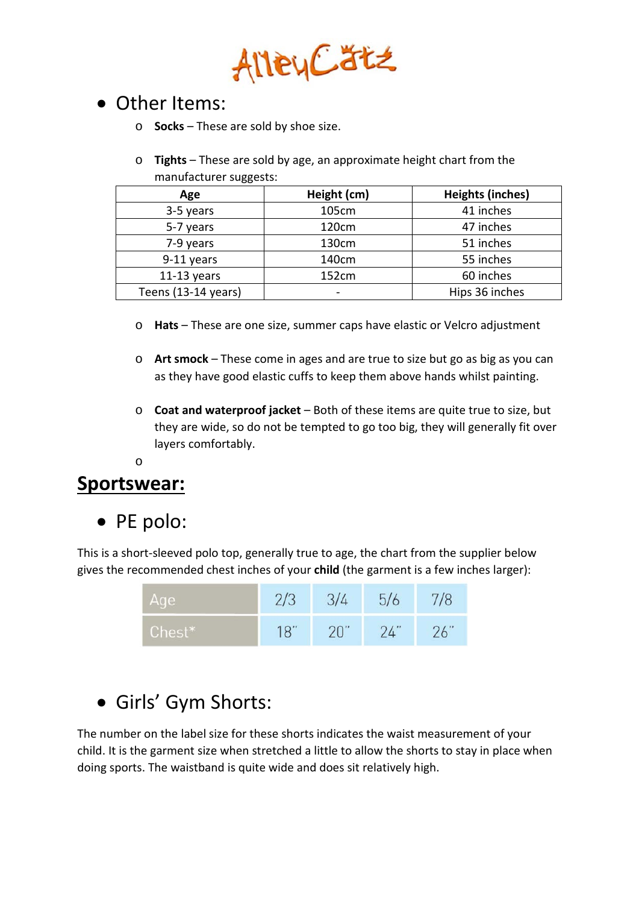- Other Items:
  - **Socks** – These are sold by shoe size.
  - **Tights** – These are sold by age, an approximate height chart from the manufacturer suggests:

| Age | Height (cm) | Heights (inches) |
|---|---|---|
| 3-5 years | 105cm | 41 inches |
| 5-7 years | 120cm | 47 inches |
| 7-9 years | 130cm | 51 inches |
| 9-11 years | 140cm | 55 inches |
| 11-13 years | 152cm | 60 inches |
| Teens (13-14 years) | - | Hips 36 inches |

  - **Hats** – These are one size, summer caps have elastic or Velcro adjustment
  - **Art smock** – These come in ages and are true to size but go as big as you can as they have good elastic cuffs to keep them above hands whilst painting.
  - **Coat and waterproof jacket** – Both of these items are quite true to size, but they are wide, so do not be tempted to go too big, they will generally fit over layers comfortably.

## Sportswear:

- PE polo:

This is a short-sleeved polo top, generally true to age, the chart from the supplier below gives the recommended chest inches of your **child** (the garment is a few inches larger):

| Age | 2/3 | 3/4 | 5/6 | 7/8 |
|---|---|---|---|---|
| Chest* | 18" | 20" | 24" | 26" |

- Girls' Gym Shorts:

The number on the label size for these shorts indicates the waist measurement of your child. It is the garment size when stretched a little to allow the shorts to stay in place when doing sports. The waistband is quite wide and does sit relatively high.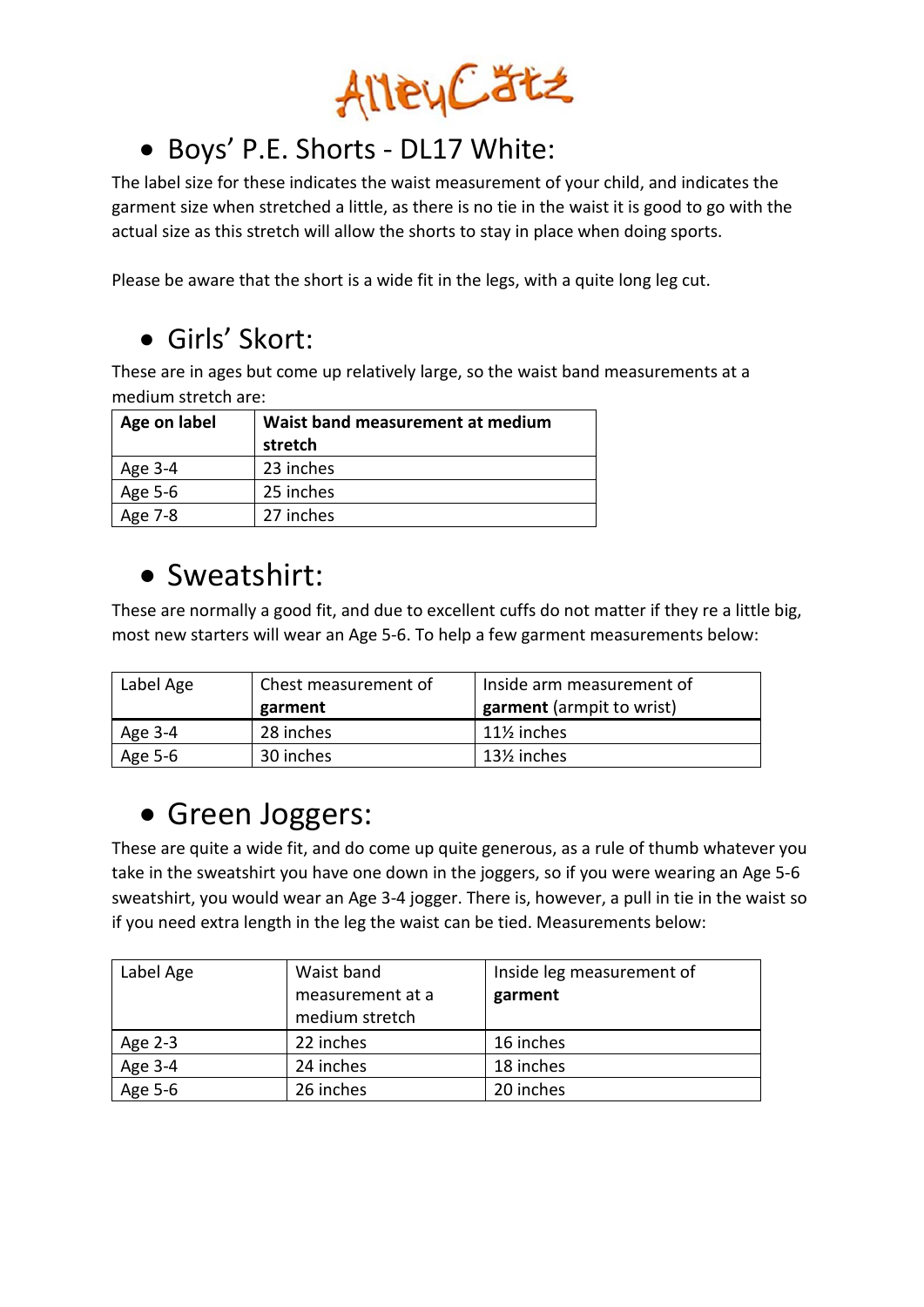# AlleyCatz

## Boys' P.E. Shorts - DL17 White:

The label size for these indicates the waist measurement of your child, and indicates the garment size when stretched a little, as there is no tie in the waist it is good to go with the actual size as this stretch will allow the shorts to stay in place when doing sports.

Please be aware that the short is a wide fit in the legs, with a quite long leg cut.

## Girls' Skort:

These are in ages but come up relatively large, so the waist band measurements at a medium stretch are:

| Age on label | Waist band measurement at medium stretch |
|---|---|
| Age 3-4 | 23 inches |
| Age 5-6 | 25 inches |
| Age 7-8 | 27 inches |

## Sweatshirt:

These are normally a good fit, and due to excellent cuffs do not matter if they re a little big, most new starters will wear an Age 5-6. To help a few garment measurements below:

| Label Age | Chest measurement of **garment** | Inside arm measurement of **garment** (armpit to wrist) |
|---|---|---|
| Age 3-4 | 28 inches | 11½ inches |
| Age 5-6 | 30 inches | 13½ inches |

## Green Joggers:

These are quite a wide fit, and do come up quite generous, as a rule of thumb whatever you take in the sweatshirt you have one down in the joggers, so if you were wearing an Age 5-6 sweatshirt, you would wear an Age 3-4 jogger. There is, however, a pull in tie in the waist so if you need extra length in the leg the waist can be tied. Measurements below:

| Label Age | Waist band measurement at a medium stretch | Inside leg measurement of **garment** |
|---|---|---|
| Age 2-3 | 22 inches | 16 inches |
| Age 3-4 | 24 inches | 18 inches |
| Age 5-6 | 26 inches | 20 inches |